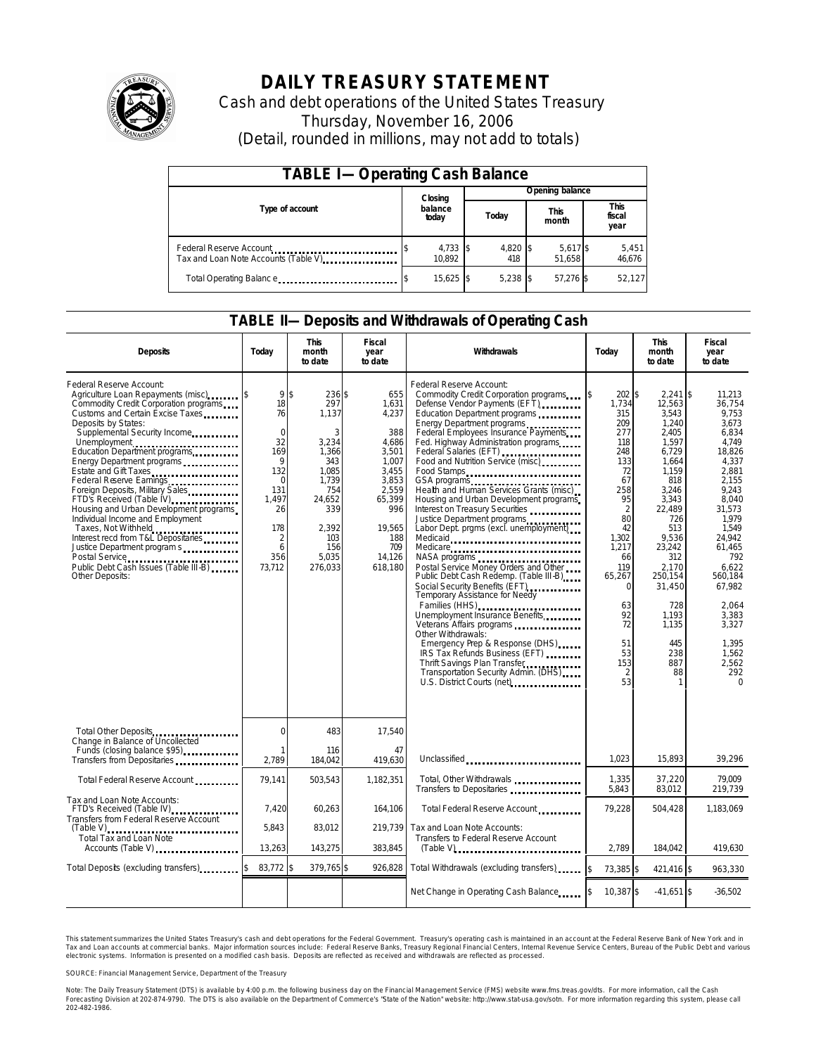# DAILY TREASURY STATEMENT

Cash and debt operations of the United States Treasury

Thursday, November 16, 2006

(Detail, rounded in millions, may not add to totals)

## TABLE I—Operating Cash Balance

| Type of account | Closing balance today | Opening balance Today | Opening balance This month | Opening balance This fiscal year |
|---|---|---|---|---|
| Federal Reserve Account | $ 4,733 | $ 4,820 | $ 5,617 | $ 5,451 |
| Tax and Loan Note Accounts (Table V) | 10,892 | 418 | 51,658 | 46,676 |
| Total Operating Balance | $ 15,625 | $ 5,238 | $ 57,276 | $ 52,127 |

## TABLE II—Deposits and Withdrawals of Operating Cash

| Deposits | Today | This month to date | Fiscal year to date | Withdrawals | Today | This month to date | Fiscal year to date |
|---|---|---|---|---|---|---|---|
| Federal Reserve Account: | | | | Federal Reserve Account: | | | |
| Agriculture Loan Repayments (misc) | $ 9 | $ 236 | $ 655 | Commodity Credit Corporation programs | $ 202 | $ 2,241 | $ 11,213 |
| Commodity Credit Corporation programs | 18 | 297 | 1,631 | Defense Vendor Payments (EFT) | 1,734 | 12,563 | 36,754 |
| Customs and Certain Excise Taxes | 76 | 1,137 | 4,237 | Education Department programs | 315 | 3,543 | 9,753 |
| Deposits by States: | | | | Energy Department programs | 209 | 1,240 | 3,673 |
| Supplemental Security Income | 0 | 3 | 388 | Federal Employees Insurance Payments | 277 | 2,405 | 6,834 |
| Unemployment | 32 | 3,234 | 4,686 | Fed. Highway Administration programs | 118 | 1,597 | 4,749 |
| Education Department programs | 169 | 1,366 | 3,501 | Federal Salaries (EFT) | 248 | 6,729 | 18,826 |
| Energy Department programs | 9 | 343 | 1,007 | Food and Nutrition Service (misc) | 133 | 1,664 | 4,337 |
| Estate and Gift Taxes | 132 | 1,085 | 3,455 | Food Stamps | 72 | 1,159 | 2,881 |
| Federal Reserve Earnings | 0 | 1,739 | 3,853 | GSA programs | 67 | 818 | 2,155 |
| Foreign Deposits, Military Sales | 131 | 754 | 2,559 | Health and Human Services Grants (misc) | 258 | 3,246 | 9,243 |
| FTD's Received (Table IV) | 1,497 | 24,652 | 65,399 | Housing and Urban Development programs | 95 | 3,343 | 8,040 |
| Housing and Urban Development programs | 26 | 339 | 996 | Interest on Treasury Securities | 2 | 22,489 | 31,573 |
| Individual Income and Employment | | | | Justice Department programs | 80 | 726 | 1,979 |
| Taxes, Not Withheld | 178 | 2,392 | 19,565 | Labor Dept. prgms (excl. unemployment) | 42 | 513 | 1,549 |
| Interest recd from T&L Depositaries | 2 | 103 | 188 | Medicaid | 1,302 | 9,536 | 24,942 |
| Justice Department programs | 6 | 156 | 709 | Medicare | 1,217 | 23,242 | 61,465 |
| Postal Service | 356 | 5,035 | 14,126 | NASA programs | 66 | 312 | 792 |
| Public Debt Cash Issues (Table III-B) | 73,712 | 276,033 | 618,180 | Postal Service Money Orders and Other | 119 | 2,170 | 6,622 |
| Other Deposits: | | | | Public Debt Cash Redemp. (Table III-B) | 65,267 | 250,154 | 560,184 |
| | | | | Social Security Benefits (EFT) | 0 | 31,450 | 67,982 |
| | | | | Temporary Assistance for Needy Families (HHS) | 63 | 728 | 2,064 |
| | | | | Unemployment Insurance Benefits | 92 | 1,193 | 3,383 |
| | | | | Veterans Affairs programs | 72 | 1,135 | 3,327 |
| | | | | Other Withdrawals: | | | |
| | | | | Emergency Prep & Response (DHS) | 51 | 445 | 1,395 |
| | | | | IRS Tax Refunds Business (EFT) | 53 | 238 | 1,562 |
| | | | | Thrift Savings Plan Transfer | 153 | 887 | 2,562 |
| | | | | Transportation Security Admin. (DHS) | 2 | 88 | 292 |
| | | | | U.S. District Courts (net) | 53 | 1 | 0 |
| Total Other Deposits | 0 | 483 | 17,540 | | | | |
| Change in Balance of Uncollected Funds (closing balance $95) | 1 | 116 | 47 | | | | |
| Transfers from Depositaries | 2,789 | 184,042 | 419,630 | Unclassified | 1,023 | 15,893 | 39,296 |
| Total Federal Reserve Account | 79,141 | 503,543 | 1,182,351 | Total, Other Withdrawals | 1,335 | 37,220 | 79,009 |
| | | | | Transfers to Depositaries | 5,843 | 83,012 | 219,739 |
| Tax and Loan Note Accounts: | | | | | | | |
| FTD's Received (Table IV) | 7,420 | 60,263 | 164,106 | Total Federal Reserve Account | 79,228 | 504,428 | 1,183,069 |
| Transfers from Federal Reserve Account (Table V) | 5,843 | 83,012 | 219,739 | Tax and Loan Note Accounts: | | | |
| Total Tax and Loan Note Accounts (Table V) | 13,263 | 143,275 | 383,845 | Transfers to Federal Reserve Account (Table V) | 2,789 | 184,042 | 419,630 |
| Total Deposits (excluding transfers) | $ 83,772 | $ 379,765 | $ 926,828 | Total Withdrawals (excluding transfers) | $ 73,385 | $ 421,416 | $ 963,330 |
| | | | | Net Change in Operating Cash Balance | $ 10,387 | $ -41,651 | $ -36,502 |

This statement summarizes the United States Treasury's cash and debt operations for the Federal Government. Treasury's operating cash is maintained in an account at the Federal Reserve Bank of New York and in Tax and Loan accounts at commercial banks. Major information sources include: Federal Reserve Banks, Treasury Regional Financial Centers, Internal Revenue Service Centers, Bureau of the Public Debt and various electronic systems. Information is presented on a modified cash basis. Deposits are reflected as received and withdrawals are reflected as processed.

SOURCE: Financial Management Service, Department of the Treasury

Note: The Daily Treasury Statement (DTS) is available by 4:00 p.m. the following business day on the Financial Management Service (FMS) website www.fms.treas.gov/dts. For more information, call the Cash Forecasting Division at 202-874-9790. The DTS is also available on the Department of Commerce's "State of the Nation" website: http://www.stat-usa.gov/sotn. For more information regarding this system, please call 202-482-1986.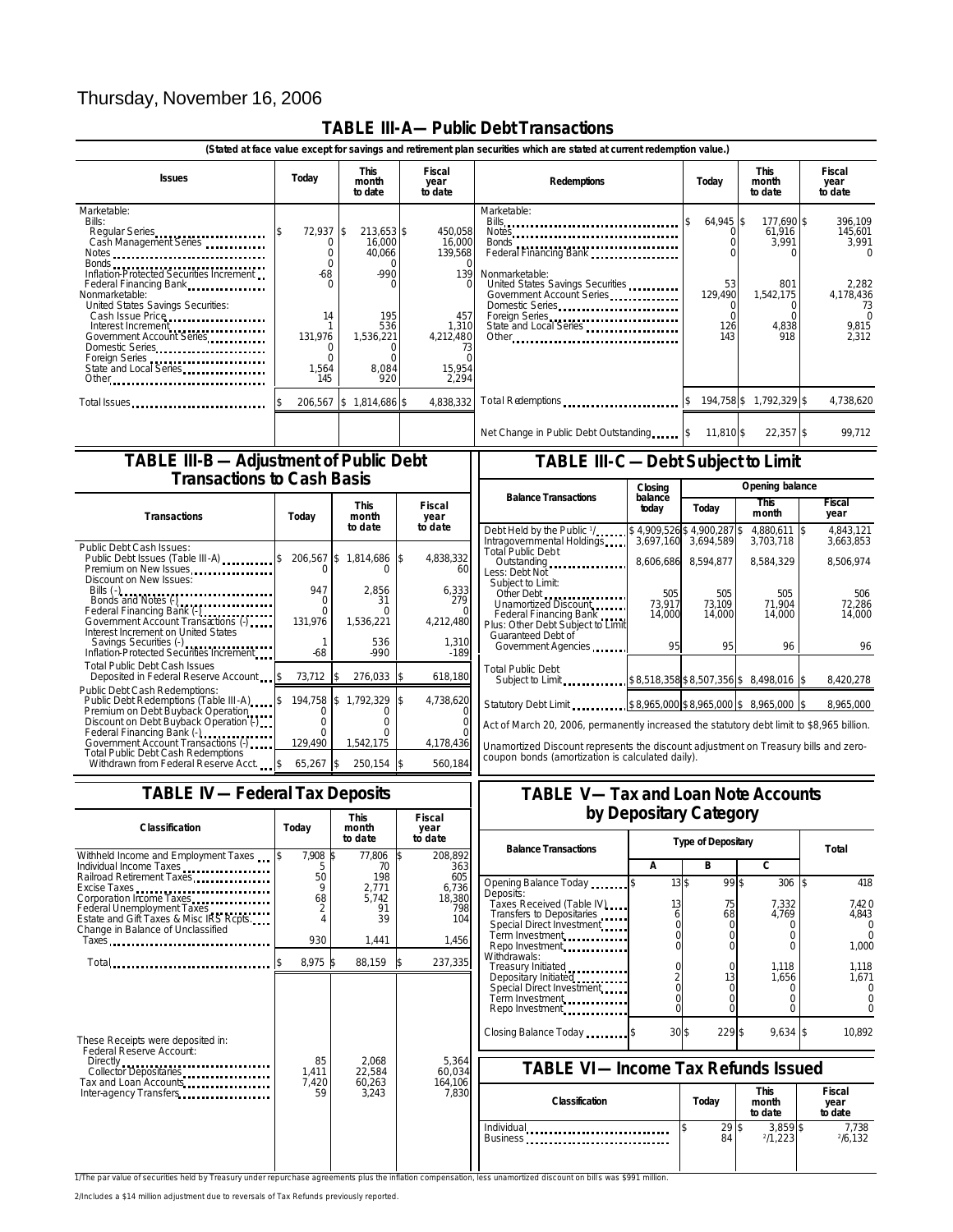Thursday, November 16, 2006

## TABLE III-A — Public Debt Transactions

(Stated at face value except for savings and retirement plan securities which are stated at current redemption value.)

| Issues | Today | This month to date | Fiscal year to date |
|---|---|---|---|
| Marketable: | | | |
| Bills: | | | |
| Regular Series | $ 72,937 | $ 213,653 | $ 450,058 |
| Cash Management Series | 0 | 16,000 | 16,000 |
| Notes | 0 | 40,066 | 139,568 |
| Bonds | 0 | 0 | 0 |
| Inflation-Protected Securities Increment | -68 | -990 | 139 |
| Federal Financing Bank | 0 | 0 | 0 |
| Nonmarketable: | | | |
| United States Savings Securities: | | | |
| Cash Issue Price | 14 | 195 | 457 |
| Interest Increment | 1 | 536 | 1,310 |
| Government Account Series | 131,976 | 1,536,221 | 4,212,480 |
| Domestic Series | 0 | 0 | 73 |
| Foreign Series | 0 | 0 | 0 |
| State and Local Series | 1,564 | 8,084 | 15,954 |
| Other | 145 | 920 | 2,294 |
| Total Issues | $ 206,567 | $ 1,814,686 | $ 4,838,332 |

| Redemptions | Today | This month to date | Fiscal year to date |
|---|---|---|---|
| Marketable: | | | |
| Bills | $ 64,945 | $ 177,690 | $ 396,109 |
| Notes | 0 | 61,916 | 145,601 |
| Bonds | 0 | 3,991 | 3,991 |
| Federal Financing Bank | 0 | 0 | 0 |
| Nonmarketable: | | | |
| United States Savings Securities | 53 | 801 | 2,282 |
| Government Account Series | 129,490 | 1,542,175 | 4,178,436 |
| Domestic Series | 0 | 0 | 73 |
| Foreign Series | 0 | 0 | 0 |
| State and Local Series | 126 | 4,838 | 9,815 |
| Other | 143 | 918 | 2,312 |
| Total Redemptions | $ 194,758 | $ 1,792,329 | $ 4,738,620 |
| Net Change in Public Debt Outstanding | $ 11,810 | $ 22,357 | $ 99,712 |

## TABLE III-B — Adjustment of Public Debt Transactions to Cash Basis

| Transactions | Today | This month to date | Fiscal year to date |
|---|---|---|---|
| Public Debt Cash Issues: | | | |
| Public Debt Issues (Table III-A) | $ 206,567 | $ 1,814,686 | $ 4,838,332 |
| Premium on New Issues | 0 | 0 | 60 |
| Discount on New Issues: | | | |
| Bills (-) | 947 | 2,856 | 6,333 |
| Bonds and Notes (-) | 0 | 31 | 279 |
| Federal Financing Bank (-) | 0 | 0 | 0 |
| Government Account Transactions (-) | 131,976 | 1,536,221 | 4,212,480 |
| Interest Increment on United States Savings Securities (-) | 1 | 536 | 1,310 |
| Inflation-Protected Securities Increment | -68 | -990 | -189 |
| Total Public Debt Cash Issues Deposited in Federal Reserve Account | $ 73,712 | $ 276,033 | $ 618,180 |
| Public Debt Cash Redemptions: | | | |
| Public Debt Redemptions (Table III-A) | $ 194,758 | $ 1,792,329 | $ 4,738,620 |
| Premium on Debt Buyback Operation | 0 | 0 | 0 |
| Discount on Debt Buyback Operation (-) | 0 | 0 | 0 |
| Federal Financing Bank (-) | 0 | 0 | 0 |
| Government Account Transactions (-) | 129,490 | 1,542,175 | 4,178,436 |
| Total Public Debt Cash Redemptions Withdrawn from Federal Reserve Acct. | $ 65,267 | $ 250,154 | $ 560,184 |

## TABLE III-C — Debt Subject to Limit

| Balance Transactions | Closing balance today | Opening balance Today | Opening balance This month | Opening balance Fiscal year |
|---|---|---|---|---|
| Debt Held by the Public [1] | $ 4,909,526 | $ 4,900,287 | $ 4,880,611 | $ 4,843,121 |
| Intragovernmental Holdings | 3,697,160 | 3,694,589 | 3,703,718 | 3,663,853 |
| Total Public Debt Outstanding | 8,606,686 | 8,594,877 | 8,584,329 | 8,506,974 |
| Less: Debt Not Subject to Limit: | | | | |
| Other Debt | 505 | 505 | 505 | 506 |
| Unamortized Discount | 73,917 | 73,109 | 71,904 | 72,286 |
| Federal Financing Bank | 14,000 | 14,000 | 14,000 | 14,000 |
| Plus: Other Debt Subject to Limit | | | | |
| Guaranteed Debt of Government Agencies | 95 | 95 | 96 | 96 |
| Total Public Debt Subject to Limit | $ 8,518,358 | $ 8,507,356 | $ 8,498,016 | $ 8,420,278 |
| Statutory Debt Limit | $ 8,965,000 | $ 8,965,000 | $ 8,965,000 | $ 8,965,000 |

Act of March 20, 2006, permanently increased the statutory debt limit to $8,965 billion.

Unamortized Discount represents the discount adjustment on Treasury bills and zero-coupon bonds (amortization is calculated daily).

## TABLE IV — Federal Tax Deposits

| Classification | Today | This month to date | Fiscal year to date |
|---|---|---|---|
| Withheld Income and Employment Taxes | $ 7,908 | $ 77,806 | $ 208,892 |
| Individual Income Taxes | 5 | 70 | 363 |
| Railroad Retirement Taxes | 50 | 198 | 605 |
| Excise Taxes | 9 | 2,771 | 6,736 |
| Corporation Income Taxes | 68 | 5,742 | 18,380 |
| Federal Unemployment Taxes | 2 | 91 | 798 |
| Estate and Gift Taxes & Misc IRS Rcpts. | 4 | 39 | 104 |
| Change in Balance of Unclassified Taxes | 930 | 1,441 | 1,456 |
| Total | $ 8,975 | $ 88,159 | $ 237,335 |
| These Receipts were deposited in: | | | |
| Federal Reserve Account: | | | |
| Directly | 85 | 2,068 | 5,364 |
| Collector Depositaries | 1,411 | 22,584 | 60,034 |
| Tax and Loan Accounts | 7,420 | 60,263 | 164,106 |
| Inter-agency Transfers | 59 | 3,243 | 7,830 |

## TABLE V — Tax and Loan Note Accounts by Depositary Category

| Balance Transactions | Type of Depositary A | B | C | Total |
|---|---|---|---|---|
| Opening Balance Today | $ 13 | $ 99 | $ 306 | $ 418 |
| Deposits: | | | | |
| Taxes Received (Table IV) | 13 | 75 | 7,332 | 7,420 |
| Transfers to Depositaries | 6 | 68 | 4,769 | 4,843 |
| Special Direct Investment | 0 | 0 | 0 | 0 |
| Term Investment | 0 | 0 | 0 | 0 |
| Repo Investment | 0 | 0 | 0 | 1,000 |
| Withdrawals: | | | | |
| Treasury Initiated | 0 | 0 | 1,118 | 1,118 |
| Depositary Initiated | 2 | 13 | 1,656 | 1,671 |
| Special Direct Investment | 0 | 0 | 0 | 0 |
| Term Investment | 0 | 0 | 0 | 0 |
| Repo Investment | 0 | 0 | 0 | 0 |
| Closing Balance Today | $ 30 | $ 229 | $ 9,634 | $ 10,892 |

## TABLE VI — Income Tax Refunds Issued

| Classification | Today | This month to date | Fiscal year to date |
|---|---|---|---|
| Individual | $ 29 | $ 3,859 | $ 7,738 |
| Business | 84 | [2]1,223 | [2]6,132 |

1/The par value of securities held by Treasury under repurchase agreements plus the inflation compensation, less unamortized discount on bills was $991 million.

2/Includes a $14 million adjustment due to reversals of Tax Refunds previously reported.